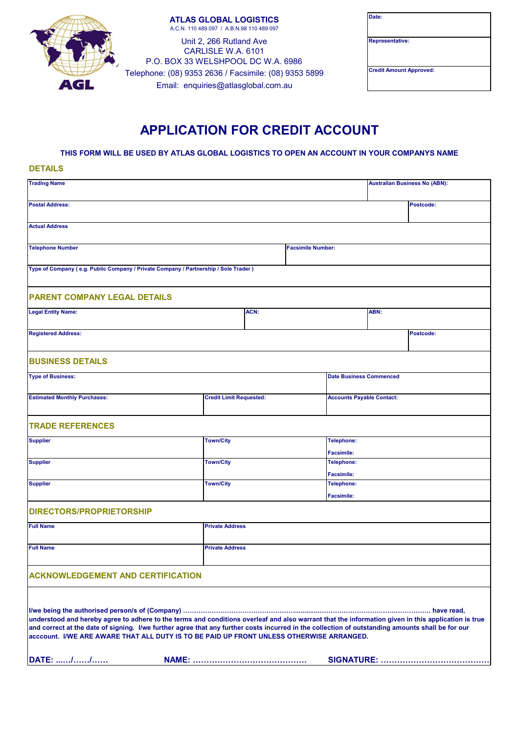**ATLAS GLOBAL LOGISTICS**
A.C.N. 110 489 097 / A.B.N.98 110 489 097

Unit 2, 266 Rutland Ave
CARLISLE W.A. 6101
P.O. BOX 33 WELSHPOOL DC W.A. 6986
Telephone: (08) 9353 2636 / Facsimile: (08) 9353 5899
Email: enquiries@atlasglobal.com.au

| Date: |
|---|
| Representative: |
| Credit Amount Approved: |

# APPLICATION FOR CREDIT ACCOUNT

**THIS FORM WILL BE USED BY ATLAS GLOBAL LOGISTICS TO OPEN AN ACCOUNT IN YOUR COMPANYS NAME**

## DETAILS

| Trading Name | | Australian Business No (ABN): |
|---|---|---|
| Postal Address: | | Postcode: |
| Actual Address | | |
| Telephone Number | Facsimile Number: | |
| Type of Company ( e.g. Public Company / Private Company / Partnership / Sole Trader ) | | |

## PARENT COMPANY LEGAL DETAILS

| Legal Entity Name: | ACN: | ABN: |
|---|---|---|
| Registered Address: | | Postcode: |

## BUSINESS DETAILS

| Type of Business: | | Date Business Commenced |
|---|---|---|
| Estimated Monthly Purchases: | Credit Limit Requested: | Accounts Payable Contact: |

## TRADE REFERENCES

| Supplier | Town/City | Telephone: / Facsimile: |
|---|---|---|
| Supplier | Town/City | Telephone: / Facsimile: |
| Supplier | Town/City | Telephone: / Facsimile: |

## DIRECTORS/PROPRIETORSHIP

| Full Name | Private Address |
|---|---|
| Full Name | Private Address |

## ACKNOWLEDGEMENT AND CERTIFICATION

**I/we being the authorised person/s of (Company) ……………………………………………...........…………………….……..………… have read, understood and hereby agree to adhere to the terms and conditions overleaf and also warrant that the information given in this application is true and correct at the date of signing. I/we further agree that any further costs incurred in the collection of outstanding amounts shall be for our acccount. I/WE ARE AWARE THAT ALL DUTY IS TO BE PAID UP FRONT UNLESS OTHERWISE ARRANGED.**

**DATE: ...…/……/……  NAME: ……………………………………  SIGNATURE: …………………………………**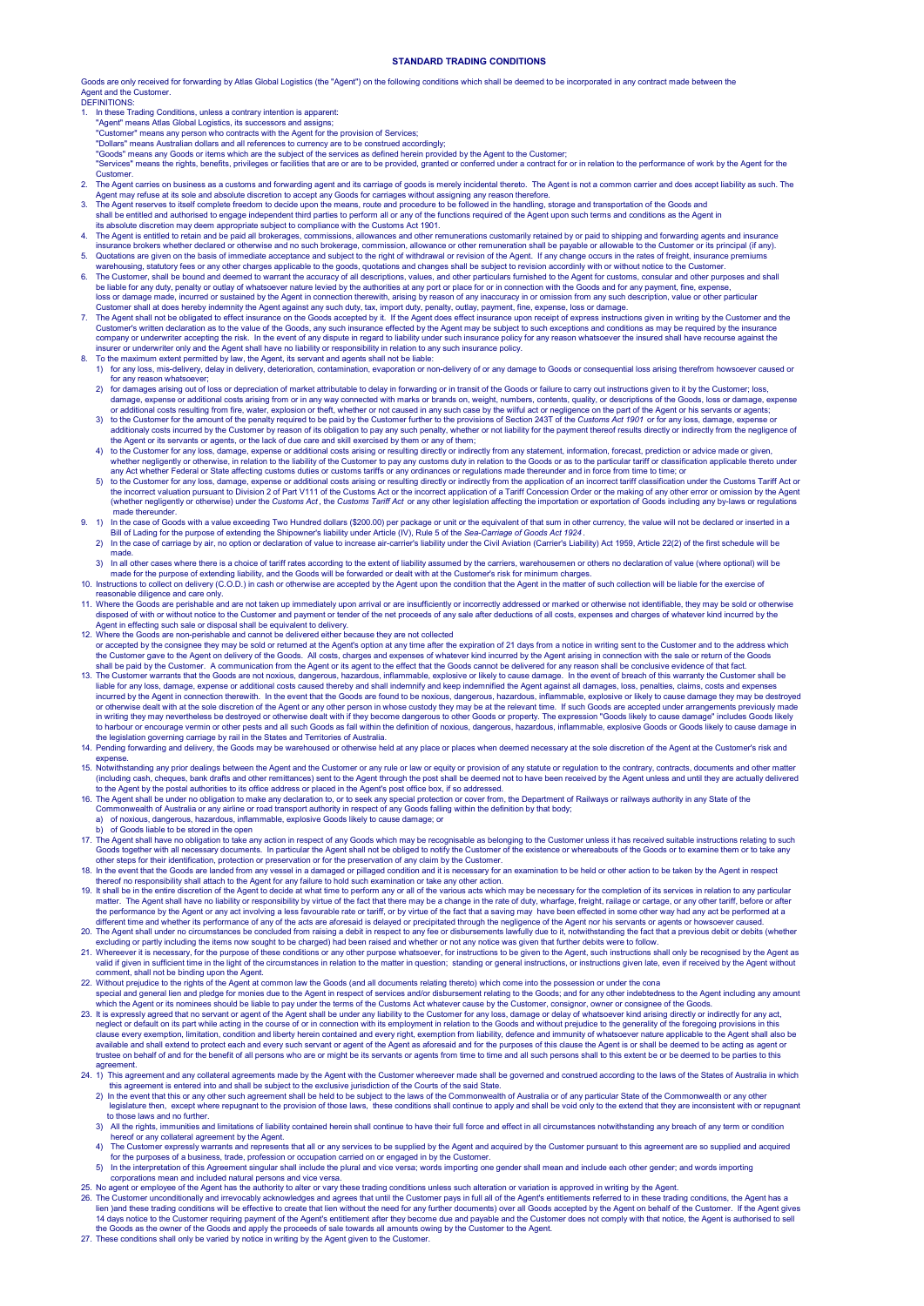# STANDARD TRADING CONDITIONS

Goods are only received for forwarding by Atlas Global Logistics (the "Agent") on the following conditions which shall be deemed to be incorporated in any contract made between the Agent and the Customer.

DEFINITIONS:

1. In these Trading Conditions, unless a contrary intention is apparent:
   "Agent" means Atlas Global Logistics, its successors and assigns;
   "Customer" means any person who contracts with the Agent for the provision of Services;
   "Dollars" means Australian dollars and all references to currency are to be construed accordingly;
   "Goods" means any Goods or items which are the subject of the services as defined herein provided by the Agent to the Customer;
   "Services" means the rights, benefits, privileges or facilities that are or are to be provided, granted or conferred under a contract for or in relation to the performance of work by the Agent for the Customer.
2. The Agent carries on business as a customs and forwarding agent and its carriage of goods is merely incidental thereto. The Agent is not a common carrier and does accept liability as such. The Agent may refuse at its sole and absolute discretion to accept any Goods for carriages without assigning any reason therefore.
3. The Agent reserves to itself complete freedom to decide upon the means, route and procedure to be followed in the handling, storage and transportation of the Goods and shall be entitled and authorised to engage independent third parties to perform all or any of the functions required of the Agent upon such terms and conditions as the Agent in its absolute discretion may deem appropriate subject to compliance with the Customs Act 1901.
4. The Agent is entitled to retain and be paid all brokerages, commissions, allowances and other remunerations customarily retained by or paid to shipping and forwarding agents and insurance insurance brokers whether declared or otherwise and no such brokerage, commission, allowance or other remuneration shall be payable or allowable to the Customer or its principal (if any).
5. Quotations are given on the basis of immediate acceptance and subject to the right of withdrawal or revision of the Agent. If any change occurs in the rates of freight, insurance premiums warehousing, statutory fees or any other charges applicable to the goods, quotations and changes shall be subject to revision accordingly with or without notice to the Customer.
6. The Customer, shall be bound and deemed to warrant the accuracy of all descriptions, values, and other particulars furnished to the Agent for customs, consular and other purposes and shall be liable for any duty, penalty or outlay of whatsoever nature levied by the authorities at any port or place for or in connection with the Goods and for any payment, fine, expense, loss or damage made, incurred or sustained by the Agent in connection therewith, arising by reason of any inaccuracy in or omission from any such description, value or other particular Customer shall at does hereby indemnity the Agent against any such duty, tax, import duty, penalty, outlay, payment, fine, expense, loss or damage.
7. The Agent shall not be obligated to effect insurance on the Goods accepted by it. If the Agent does effect insurance upon receipt of express instructions given in writing by the Customer and the Customer's written declaration as to the value of the Goods, any such insurance effected by the Agent may be subject to such exceptions and conditions as may be required by the insurance company or underwriter accepting the risk. In the event of any dispute in regard to liability under such insurance policy for any reason whatsoever the insured shall have recourse against the insurer or underwriter only and the Agent shall have no liability or responsibility in relation to any such insurance policy.
8. To the maximum extent permitted by law, the Agent, its servant and agents shall not be liable:
   1) for any loss, mis-delivery, delay in delivery, deterioration, contamination, evaporation or non-delivery of or any damage to Goods or consequential loss arising therefrom howsoever caused or for any reason whatsoever;
   2) for damages arising out of loss or depreciation of market attributable to delay in forwarding or in transit of the Goods or failure to carry out instructions given to it by the Customer; loss, damage, expense or additional costs arising from or in any way connected with marks or brands on, weight, numbers, contents, quality, or descriptions of the Goods, loss or damage, expense or additional costs resulting from fire, water, explosion or theft, whether or not caused in any such case by the wilful act or negligence on the part of the Agent or his servants or agents;
   3) to the Customer for the amount of the penalty required to be paid by the Customer further to the provisions of Section 243T of the *Customs Act 1901* or for any loss, damage, expense or additionaly costs incurred by the Customer by reason of its obligation to pay any such penalty, whether or not liability for the payment thereof results directly or indirectly from the negligence of the Agent or its servants or agents, or the lack of due care and skill exercised by them or any of them;
   4) to the Customer for any loss, damage, expense or additional costs arising or resulting directly or indirectly from any statement, information, forecast, prediction or advice made or given, whether negligently or otherwise, in relation to the liability of the Customer to pay any customs duty in relation to the Goods or as to the particular tariff or classification applicable thereto under any Act whether Federal or State affecting customs duties or customs tariffs or any ordinances or regulations made thereunder and in force from time to time; or
   5) to the Customer for any loss, damage, expense or additional costs arising or resulting directly or indirectly from the application of an incorrect tariff classification under the Customs Tariff Act or the incorrect valuation pursuant to Division 2 of Part V11 of the Customs Act or the incorrect application of a Tariff Concession Order or the making of any other error or omission by the Agent (whether negligently or otherwise) under the *Customs Act*, the *Customs Tariff Act* or any other legislation affecting the importation or exportation of Goods including any by-laws or regulations made thereunder.
9. 1) In the case of Goods with a value exceeding Two Hundred dollars ($200.00) per package or unit or the equivalent of that sum in other currency, the value will not be declared or inserted in a Bill of Lading for the purpose of extending the Shipowner's liability under Article (IV), Rule 5 of the *Sea-Carriage of Goods Act 1924*.
   2) In the case of carriage by air, no option or declaration of value to increase air-carrier's liability under the Civil Aviation (Carrier's Liability) Act 1959, Article 22(2) of the first schedule will be made.
   3) In all other cases where there is a choice of tariff rates according to the extent of liability assumed by the carriers, warehousemen or others no declaration of value (where optional) will be made for the purpose of extending liability, and the Goods will be forwarded or dealt with at the Customer's risk for minimum charges.
10. Instructions to collect on delivery (C.O.D.) in cash or otherwise are accepted by the Agent upon the condition that the Agent in the matter of such collection will be liable for the exercise of reasonable diligence and care only.
11. Where the Goods are perishable and are not taken up immediately upon arrival or are insufficiently or incorrectly addressed or marked or otherwise not identifiable, they may be sold or otherwise disposed of with or without notice to the Customer and payment or tender of the net proceeds of any sale after deductions of all costs, expenses and charges of whatever kind incurred by the Agent in effecting such sale or disposal shall be equivalent to delivery.
12. Where the Goods are non-perishable and cannot be delivered either because they are not collected or accepted by the consignee they may be sold or returned at the Agent's option at any time after the expiration of 21 days from a notice in writing sent to the Customer and to the address which the Customer gave to the Agent on delivery of the Goods. All costs, charges and expenses of whatever kind incurred by the Agent in connection with the sale or return of the Goods shall be paid by the Customer. A communication from the Agent or its agent to the effect that the Goods cannot be delivered for any reason shall be conclusive evidence of that fact.
13. The Customer warrants that the Goods are not noxious, dangerous, hazardous, inflammable, explosive or likely to cause damage. In the event of breach of this warranty the Customer shall be liable for any loss, damage, expense or additional costs caused thereby and shall indemnify and keep indemnified the Agent against all damages, loss, penalties, claims, costs and expenses incurred by the Agent in connection therewith. In the event that the Goods are found to be noxious, dangerous, hazardous, inflammable, explosive or likely to cause damage they may be destroyed or otherwise dealt with at the sole discretion of the Agent or any other person in whose custody they may be at the relevant time. If such Goods are accepted under arrangements previously made in writing they may nevertheless be destroyed or otherwise dealt with if they become dangerous to other Goods or property. The expression "Goods likely to cause damage" includes Goods likely to harbour or encourage vermin or other pests and all such Goods as fall within the definition of noxious, dangerous, hazardous, inflammable, explosive Goods or Goods likely to cause damage in the legislation governing carriage by rail in the States and Territories of Australia.
14. Pending forwarding and delivery, the Goods may be warehoused or otherwise held at any place or places when deemed necessary at the sole discretion of the Agent at the Customer's risk and expense.
15. Notwithstanding any prior dealings between the Agent and the Customer or any rule or law or equity or provision of any statute or regulation to the contrary, contracts, documents and other matter (including cash, cheques, bank drafts and other remittances) sent to the Agent through the post shall be deemed not to have been received by the Agent unless and until they are actually delivered to the Agent by the postal authorities to its office address or placed in the Agent's post office box, if so addressed.
16. The Agent shall be under no obligation to make any declaration to, or to seek any special protection or cover from, the Department of Railways or railways authority in any State of the Commonwealth of Australia or any airline or road transport authority in respect of any Goods falling within the definition by that body;
    a) of noxious, dangerous, hazardous, inflammable, explosive Goods likely to cause damage; or
    b) of Goods liable to be stored in the open
17. The Agent shall have no obligation to take any action in respect of any Goods which may be recognisable as belonging to the Customer unless it has received suitable instructions relating to such Goods together with all necessary documents. In particular the Agent shall not be obliged to notify the Customer of the existence or whereabouts of the Goods or to examine them or to take any other steps for their identification, protection or preservation or for the preservation of any claim by the Customer.
18. In the event that the Goods are landed from any vessel in a damaged or pillaged condition and it is necessary for an examination to be held or other action to be taken by the Agent in respect thereof no responsibility shall attach to the Agent for any failure to hold such examination or take any other action.
19. It shall be in the entire discretion of the Agent to decide at what time to perform any or all of the various acts which may be necessary for the completion of its services in relation to any particular matter. The Agent shall have no liability or responsibility by virtue of the fact that there may be a change in the rate of duty, wharfage, freight, railage or cartage, or any other tariff, before or after the performance by the Agent or any act involving a less favourable rate or tariff, or by virtue of the fact that a saving may have been effected in some other way had any act be performed at a different time and whether its performance of any of the acts are aforesaid is delayed or precipitated through the negligence of the Agent nor his servants or agents or howsoever caused.
20. The Agent shall under no circumstances be concluded from raising a debit in respect to any fee or disbursements lawfully due to it, notwithstanding the fact that a previous debit or debits (whether excluding or partly including the items now sought to be charged) had been raised and whether or not any notice was given that further debits were to follow.
21. Whereever it is necessary, for the purpose of these conditions or any other purpose whatsoever, for instructions to be given to the Agent, such instructions shall only be recognised by the Agent as valid if given in sufficient time in the light of the circumstances in relation to the matter in question; standing or general instructions, or instructions given late, even if received by the Agent without comment, shall not be binding upon the Agent.
22. Without prejudice to the rights of the Agent at common law the Goods (and all documents relating thereto) which come into the possession or under the cona special and general lien and pledge for monies due to the Agent in respect of services and/or disbursement relating to the Goods; and for any other indebtedness to the Agent including any amount which the Agent or its nominees should be liable to pay under the terms of the Customs Act whatever cause by the Customer, consignor, owner or consignee of the Goods.
23. It is expressly agreed that no servant or agent of the Agent shall be under any liability to the Customer for any loss, damage or delay of whatsoever kind arising directly or indirectly for any act, neglect or default on its part while acting in the course of or in connection with its employment in relation to the Goods and without prejudice to the generality of the foregoing provisions in this clause every exemption, limitation, condition and liberty herein contained and every right, exemption from liability, defence and immunity of whatsoever nature applicable to the Agent shall also be available and shall extend to protect each and every such servant or agent of the Agent as aforesaid and for the purposes of this clause the Agent is or shall be deemed to be acting as agent or trustee on behalf of and for the benefit of all persons who are or might be its servants or agents from time to time and all such persons shall to this extent be or be deemed to be parties to this agreement.
24. 1) This agreement and any collateral agreements made by the Agent with the Customer whereever made shall be governed and construed according to the laws of the States of Australia in which this agreement is entered into and shall be subject to the exclusive jurisdiction of the Courts of the said State.
    2) In the event that this or any other such agreement shall be held to be subject to the laws of the Commonwealth of Australia or of any particular State of the Commonwealth or any other legislature then, except where repugnant to the provision of those laws, these conditions shall continue to apply and shall be void only to the extend that they are inconsistent with or repugnant to those laws and no further.
    3) All the rights, immunities and limitations of liability contained herein shall continue to have their full force and effect in all circumstances notwithstanding any breach of any term or condition hereof or any collateral agreement by the Agent.
    4) The Customer expressly warrants and represents that all or any services to be supplied by the Agent and acquired by the Customer pursuant to this agreement are so supplied and acquired for the purposes of a business, trade, profession or occupation carried on or engaged in by the Customer.
    5) In the interpretation of this Agreement singular shall include the plural and vice versa; words importing one gender shall mean and include each other gender; and words importing corporations mean and included natural persons and vice versa.
25. No agent or employee of the Agent has the authority to alter or vary these trading conditions unless such alteration or variation is approved in writing by the Agent.
26. The Customer unconditionally and irrevocably acknowledges and agrees that until the Customer pays in full all of the Agent's entitlements referred to in these trading conditions, the Agent has a lien )and these trading conditions will be effective to create that lien without the need for any further documents) over all Goods accepted by the Agent on behalf of the Customer. If the Agent gives 14 days notice to the Customer requiring payment of the Agent's entitlement after they become due and payable and the Customer does not comply with that notice, the Agent is authorised to sell the Goods as the owner of the Goods and apply the proceeds of sale towards all amounts owing by the Customer to the Agent.
27. These conditions shall only be varied by notice in writing by the Agent given to the Customer.